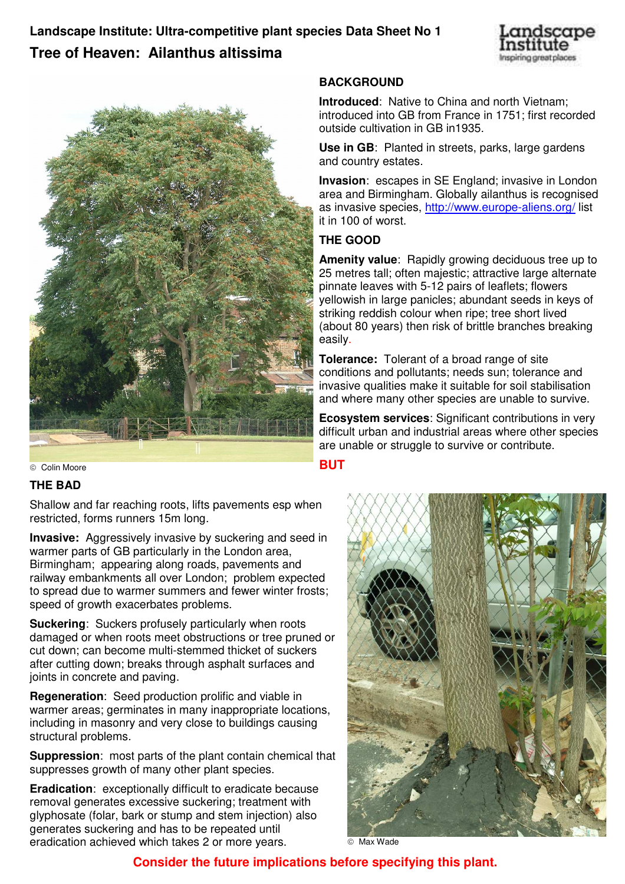**Landscape Institute: Ultra-competitive plant species Data Sheet No 1**

# Tree of Heaven: Ailanthus altissima

© Colin Moore

## BACKGROUND

**Introduced**: Native to China and north Vietnam; introduced into GB from France in 1751; first recorded outside cultivation in GB in1935.

**Use in GB**: Planted in streets, parks, large gardens and country estates.

**Invasion**: escapes in SE England; invasive in London area and Birmingham. Globally ailanthus is recognised as invasive species, http://www.europe-aliens.org/ list it in 100 of worst.

## THE GOOD

**Amenity value**: Rapidly growing deciduous tree up to 25 metres tall; often majestic; attractive large alternate pinnate leaves with 5-12 pairs of leaflets; flowers yellowish in large panicles; abundant seeds in keys of striking reddish colour when ripe; tree short lived (about 80 years) then risk of brittle branches breaking easily.

**Tolerance:** Tolerant of a broad range of site conditions and pollutants; needs sun; tolerance and invasive qualities make it suitable for soil stabilisation and where many other species are unable to survive.

**Ecosystem services**: Significant contributions in very difficult urban and industrial areas where other species are unable or struggle to survive or contribute.

**BUT**

## THE BAD

Shallow and far reaching roots, lifts pavements esp when restricted, forms runners 15m long.

**Invasive:** Aggressively invasive by suckering and seed in warmer parts of GB particularly in the London area, Birmingham; appearing along roads, pavements and railway embankments all over London; problem expected to spread due to warmer summers and fewer winter frosts; speed of growth exacerbates problems.

**Suckering**: Suckers profusely particularly when roots damaged or when roots meet obstructions or tree pruned or cut down; can become multi-stemmed thicket of suckers after cutting down; breaks through asphalt surfaces and joints in concrete and paving.

**Regeneration**: Seed production prolific and viable in warmer areas; germinates in many inappropriate locations, including in masonry and very close to buildings causing structural problems.

**Suppression**: most parts of the plant contain chemical that suppresses growth of many other plant species.

**Eradication**: exceptionally difficult to eradicate because removal generates excessive suckering; treatment with glyphosate (folar, bark or stump and stem injection) also generates suckering and has to be repeated until eradication achieved which takes 2 or more years.

© Max Wade

**Consider the future implications before specifying this plant.**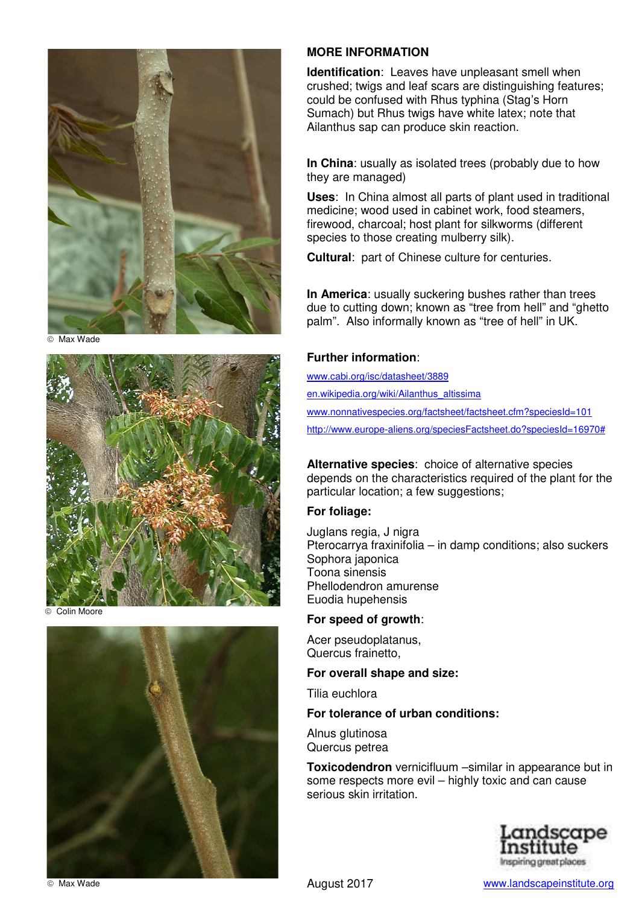© Max Wade

© Colin Moore

© Max Wade

## MORE INFORMATION

**Identification**: Leaves have unpleasant smell when crushed; twigs and leaf scars are distinguishing features; could be confused with Rhus typhina (Stag's Horn Sumach) but Rhus twigs have white latex; note that Ailanthus sap can produce skin reaction.

**In China**: usually as isolated trees (probably due to how they are managed)

**Uses**: In China almost all parts of plant used in traditional medicine; wood used in cabinet work, food steamers, firewood, charcoal; host plant for silkworms (different species to those creating mulberry silk).

**Cultural**: part of Chinese culture for centuries.

**In America**: usually suckering bushes rather than trees due to cutting down; known as "tree from hell" and "ghetto palm". Also informally known as "tree of hell" in UK.

**Further information**:

www.cabi.org/isc/datasheet/3889

en.wikipedia.org/wiki/Ailanthus_altissima

www.nonnativespecies.org/factsheet/factsheet.cfm?speciesId=101

http://www.europe-aliens.org/speciesFactsheet.do?speciesId=16970#

**Alternative species**: choice of alternative species depends on the characteristics required of the plant for the particular location; a few suggestions;

**For foliage:**

Juglans regia, J nigra
Pterocarrya fraxinifolia – in damp conditions; also suckers
Sophora japonica
Toona sinensis
Phellodendron amurense
Euodia hupehensis

**For speed of growth**:

Acer pseudoplatanus,
Quercus frainetto,

**For overall shape and size:**

Tilia euchlora

**For tolerance of urban conditions:**

Alnus glutinosa
Quercus petrea

**Toxicodendron** vernicifluum –similar in appearance but in some respects more evil – highly toxic and can cause serious skin irritation.

Landscape Institute
Inspiring great places

August 2017

www.landscapeinstitute.org